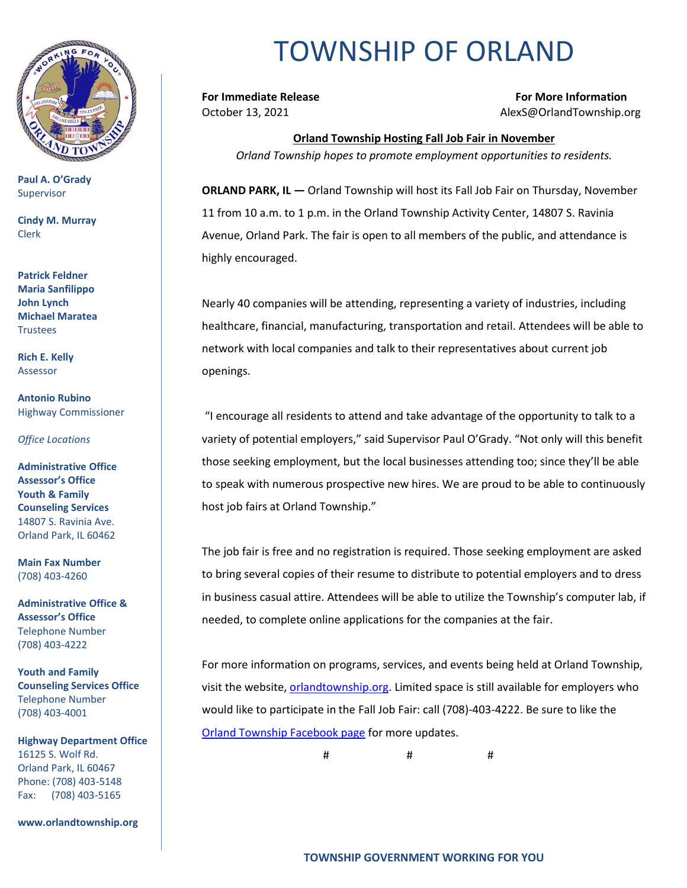# TOWNSHIP OF ORLAND

**Paul A. O'Grady**
Supervisor

**Cindy M. Murray**
Clerk

**Patrick Feldner**
**Maria Sanfilippo**
**John Lynch**
**Michael Maratea**
Trustees

**Rich E. Kelly**
Assessor

**Antonio Rubino**
Highway Commissioner

*Office Locations*

**Administrative Office**
**Assessor's Office**
**Youth & Family Counseling Services**
14807 S. Ravinia Ave.
Orland Park, IL 60462

**Main Fax Number**
(708) 403-4260

**Administrative Office & Assessor's Office**
Telephone Number
(708) 403-4222

**Youth and Family Counseling Services Office**
Telephone Number
(708) 403-4001

**Highway Department Office**
16125 S. Wolf Rd.
Orland Park, IL 60467
Phone: (708) 403-5148
Fax: (708) 403-5165

**www.orlandtownship.org**

---

**For Immediate Release**
October 13, 2021

**For More Information**
AlexS@OrlandTownship.org

**Orland Township Hosting Fall Job Fair in November**

*Orland Township hopes to promote employment opportunities to residents.*

**ORLAND PARK, IL —** Orland Township will host its Fall Job Fair on Thursday, November 11 from 10 a.m. to 1 p.m. in the Orland Township Activity Center, 14807 S. Ravinia Avenue, Orland Park. The fair is open to all members of the public, and attendance is highly encouraged.

Nearly 40 companies will be attending, representing a variety of industries, including healthcare, financial, manufacturing, transportation and retail. Attendees will be able to network with local companies and talk to their representatives about current job openings.

"I encourage all residents to attend and take advantage of the opportunity to talk to a variety of potential employers," said Supervisor Paul O'Grady. "Not only will this benefit those seeking employment, but the local businesses attending too; since they'll be able to speak with numerous prospective new hires. We are proud to be able to continuously host job fairs at Orland Township."

The job fair is free and no registration is required. Those seeking employment are asked to bring several copies of their resume to distribute to potential employers and to dress in business casual attire. Attendees will be able to utilize the Township's computer lab, if needed, to complete online applications for the companies at the fair.

For more information on programs, services, and events being held at Orland Township, visit the website, orlandtownship.org. Limited space is still available for employers who would like to participate in the Fall Job Fair: call (708)-403-4222. Be sure to like the Orland Township Facebook page for more updates.

# # #

**TOWNSHIP GOVERNMENT WORKING FOR YOU**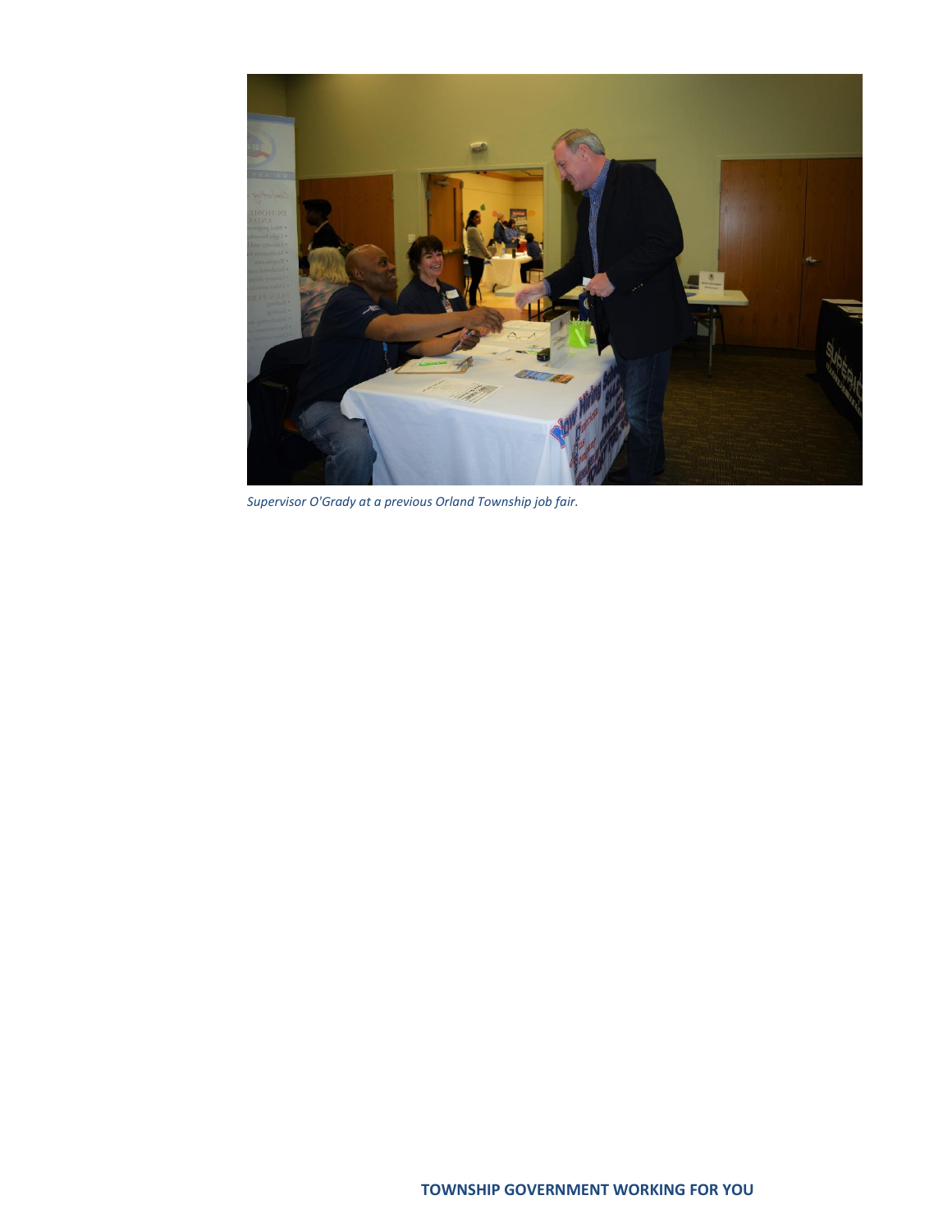*Supervisor O'Grady at a previous Orland Township job fair.*

**TOWNSHIP GOVERNMENT WORKING FOR YOU**